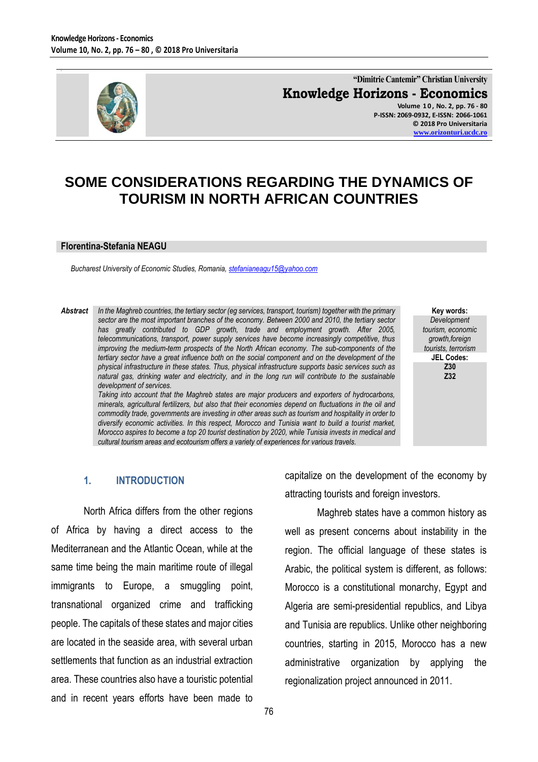"Dimitrie Cantemir" Christian University

**Knowledge Horizons - Economics**

Volume 10, No. 2, pp. 76 - 80
P-ISSN: 2069-0932, E-ISSN: 2066-1061
© 2018 Pro Universitaria
www.orizonturi.ucdc.ro

# SOME CONSIDERATIONS REGARDING THE DYNAMICS OF TOURISM IN NORTH AFRICAN COUNTRIES

**Florentina-Stefania NEAGU**

*Bucharest University of Economic Studies, Romania, stefanianeagu15@yahoo.com*

**Abstract** *In the Maghreb countries, the tertiary sector (eg services, transport, tourism) together with the primary sector are the most important branches of the economy. Between 2000 and 2010, the tertiary sector has greatly contributed to GDP growth, trade and employment growth. After 2005, telecommunications, transport, power supply services have become increasingly competitive, thus improving the medium-term prospects of the North African economy. The sub-components of the tertiary sector have a great influence both on the social component and on the development of the physical infrastructure in these states. Thus, physical infrastructure supports basic services such as natural gas, drinking water and electricity, and in the long run will contribute to the sustainable development of services.*

*Taking into account that the Maghreb states are major producers and exporters of hydrocarbons, minerals, agricultural fertilizers, but also that their economies depend on fluctuations in the oil and commodity trade, governments are investing in other areas such as tourism and hospitality in order to diversify economic activities. In this respect, Morocco and Tunisia want to build a tourist market, Morocco aspires to become a top 20 tourist destination by 2020, while Tunisia invests in medical and cultural tourism areas and ecotourism offers a variety of experiences for various travels.*

**Key words:** *Development tourism, economic growth, foreign tourists, terrorism*

**JEL Codes:** **Z30**, **Z32**

## 1. INTRODUCTION

North Africa differs from the other regions of Africa by having a direct access to the Mediterranean and the Atlantic Ocean, while at the same time being the main maritime route of illegal immigrants to Europe, a smuggling point, transnational organized crime and trafficking people. The capitals of these states and major cities are located in the seaside area, with several urban settlements that function as an industrial extraction area. These countries also have a touristic potential and in recent years efforts have been made to capitalize on the development of the economy by attracting tourists and foreign investors.

Maghreb states have a common history as well as present concerns about instability in the region. The official language of these states is Arabic, the political system is different, as follows: Morocco is a constitutional monarchy, Egypt and Algeria are semi-presidential republics, and Libya and Tunisia are republics. Unlike other neighboring countries, starting in 2015, Morocco has a new administrative organization by applying the regionalization project announced in 2011.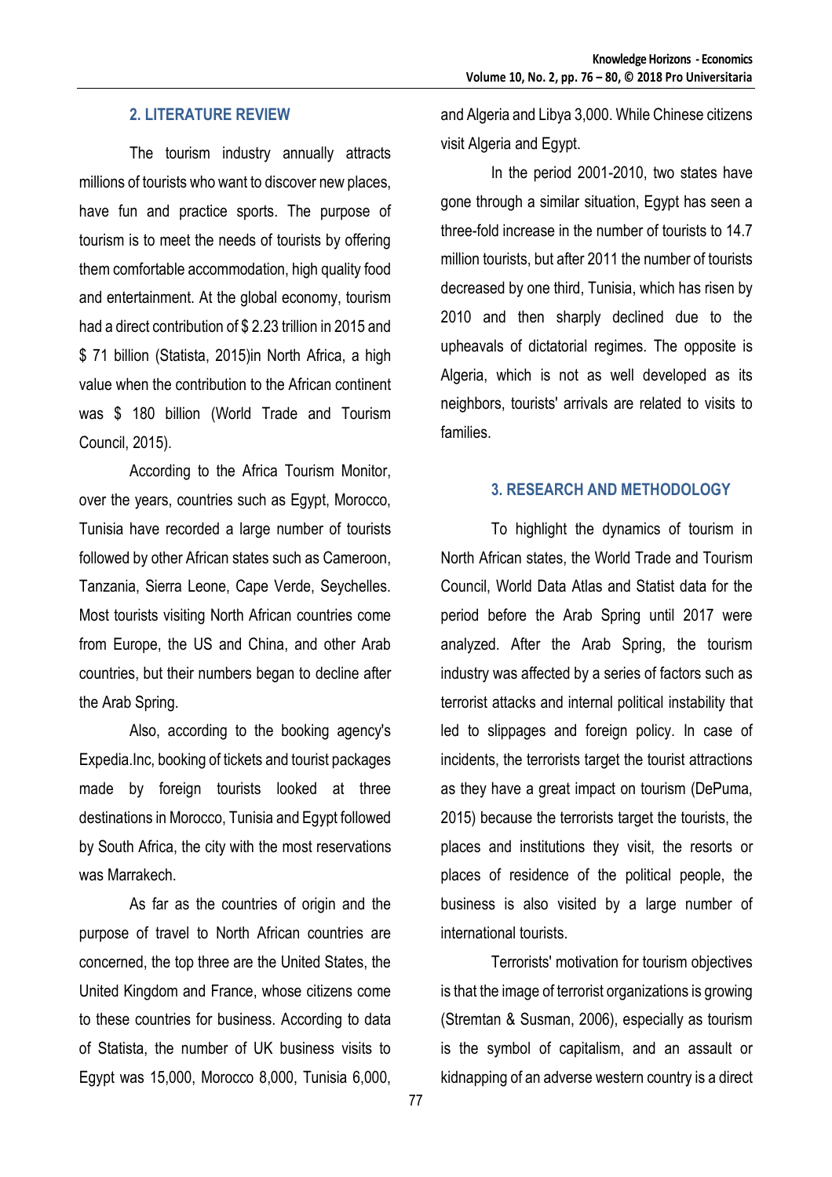## 2. LITERATURE REVIEW

The tourism industry annually attracts millions of tourists who want to discover new places, have fun and practice sports. The purpose of tourism is to meet the needs of tourists by offering them comfortable accommodation, high quality food and entertainment. At the global economy, tourism had a direct contribution of $ 2.23 trillion in 2015 and $ 71 billion (Statista, 2015)in North Africa, a high value when the contribution to the African continent was $ 180 billion (World Trade and Tourism Council, 2015).

According to the Africa Tourism Monitor, over the years, countries such as Egypt, Morocco, Tunisia have recorded a large number of tourists followed by other African states such as Cameroon, Tanzania, Sierra Leone, Cape Verde, Seychelles. Most tourists visiting North African countries come from Europe, the US and China, and other Arab countries, but their numbers began to decline after the Arab Spring.

Also, according to the booking agency's Expedia.Inc, booking of tickets and tourist packages made by foreign tourists looked at three destinations in Morocco, Tunisia and Egypt followed by South Africa, the city with the most reservations was Marrakech.

As far as the countries of origin and the purpose of travel to North African countries are concerned, the top three are the United States, the United Kingdom and France, whose citizens come to these countries for business. According to data of Statista, the number of UK business visits to Egypt was 15,000, Morocco 8,000, Tunisia 6,000, and Algeria and Libya 3,000. While Chinese citizens visit Algeria and Egypt.

In the period 2001-2010, two states have gone through a similar situation, Egypt has seen a three-fold increase in the number of tourists to 14.7 million tourists, but after 2011 the number of tourists decreased by one third, Tunisia, which has risen by 2010 and then sharply declined due to the upheavals of dictatorial regimes. The opposite is Algeria, which is not as well developed as its neighbors, tourists' arrivals are related to visits to families.

## 3. RESEARCH AND METHODOLOGY

To highlight the dynamics of tourism in North African states, the World Trade and Tourism Council, World Data Atlas and Statist data for the period before the Arab Spring until 2017 were analyzed. After the Arab Spring, the tourism industry was affected by a series of factors such as terrorist attacks and internal political instability that led to slippages and foreign policy. In case of incidents, the terrorists target the tourist attractions as they have a great impact on tourism (DePuma, 2015) because the terrorists target the tourists, the places and institutions they visit, the resorts or places of residence of the political people, the business is also visited by a large number of international tourists.

Terrorists' motivation for tourism objectives is that the image of terrorist organizations is growing (Stremtan & Susman, 2006), especially as tourism is the symbol of capitalism, and an assault or kidnapping of an adverse western country is a direct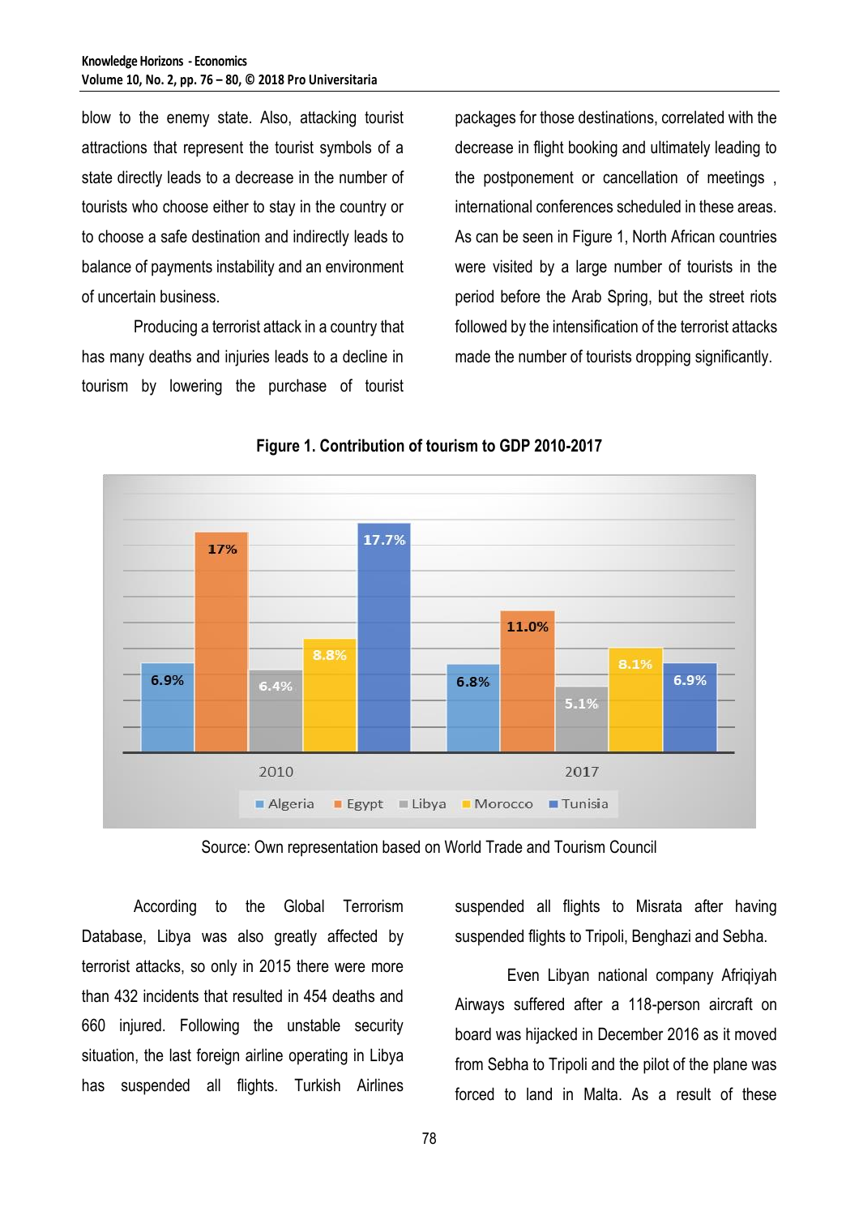blow to the enemy state. Also, attacking tourist attractions that represent the tourist symbols of a state directly leads to a decrease in the number of tourists who choose either to stay in the country or to choose a safe destination and indirectly leads to balance of payments instability and an environment of uncertain business.

Producing a terrorist attack in a country that has many deaths and injuries leads to a decline in tourism by lowering the purchase of tourist packages for those destinations, correlated with the decrease in flight booking and ultimately leading to the postponement or cancellation of meetings , international conferences scheduled in these areas. As can be seen in Figure 1, North African countries were visited by a large number of tourists in the period before the Arab Spring, but the street riots followed by the intensification of the terrorist attacks made the number of tourists dropping significantly.

**Figure 1. Contribution of tourism to GDP 2010-2017**

| | Algeria | Egypt | Libya | Morocco | Tunisia |
|---|---|---|---|---|---|
| 2010 | 6.9% | 17% | 6.4% | 8.8% | 17.7% |
| 2017 | 6.8% | 11.0% | 5.1% | 8.1% | 6.9% |

Source: Own representation based on World Trade and Tourism Council

According to the Global Terrorism Database, Libya was also greatly affected by terrorist attacks, so only in 2015 there were more than 432 incidents that resulted in 454 deaths and 660 injured. Following the unstable security situation, the last foreign airline operating in Libya has suspended all flights. Turkish Airlines suspended all flights to Misrata after having suspended flights to Tripoli, Benghazi and Sebha.

Even Libyan national company Afriqiyah Airways suffered after a 118-person aircraft on board was hijacked in December 2016 as it moved from Sebha to Tripoli and the pilot of the plane was forced to land in Malta. As a result of these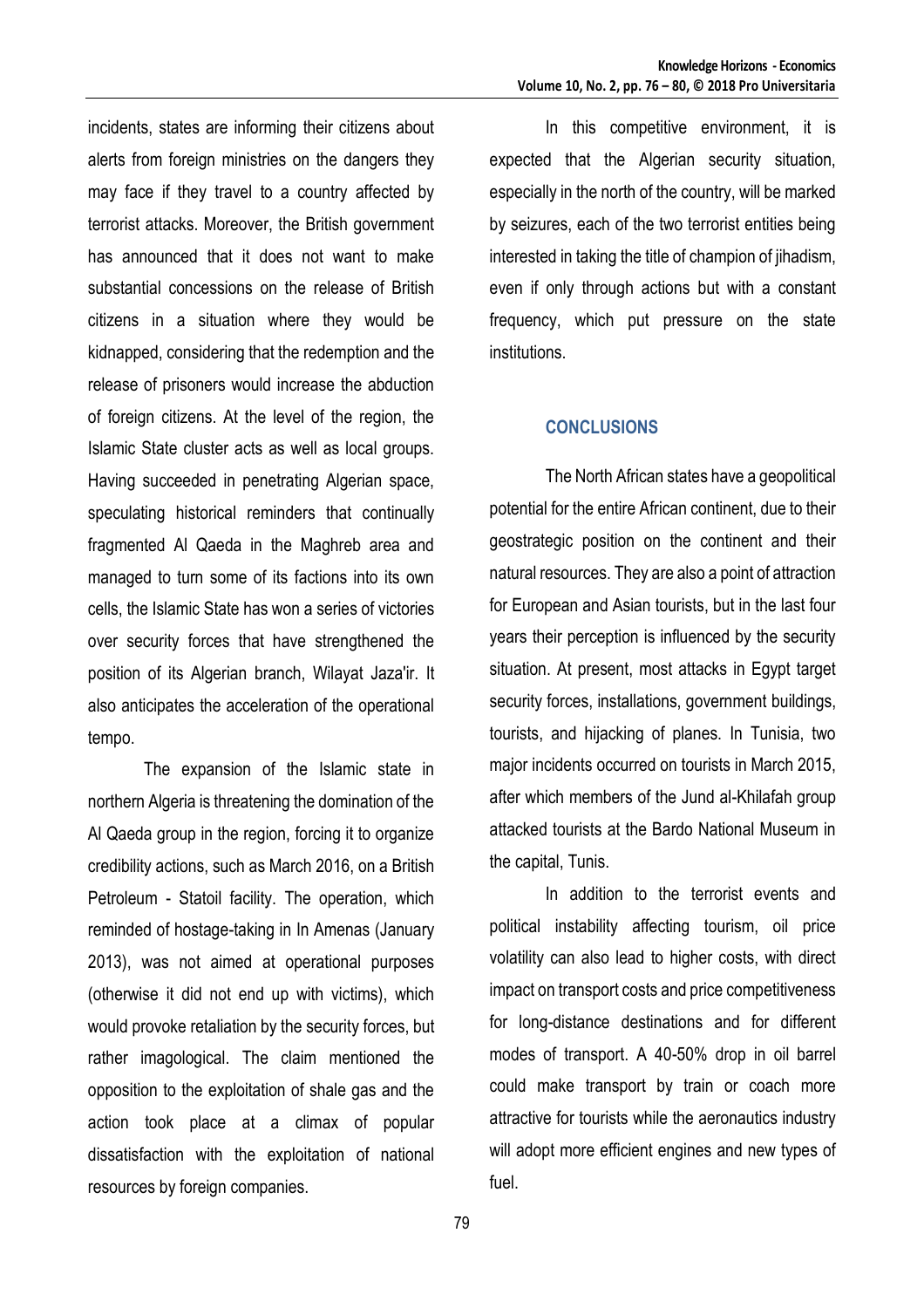incidents, states are informing their citizens about alerts from foreign ministries on the dangers they may face if they travel to a country affected by terrorist attacks. Moreover, the British government has announced that it does not want to make substantial concessions on the release of British citizens in a situation where they would be kidnapped, considering that the redemption and the release of prisoners would increase the abduction of foreign citizens. At the level of the region, the Islamic State cluster acts as well as local groups. Having succeeded in penetrating Algerian space, speculating historical reminders that continually fragmented Al Qaeda in the Maghreb area and managed to turn some of its factions into its own cells, the Islamic State has won a series of victories over security forces that have strengthened the position of its Algerian branch, Wilayat Jaza'ir. It also anticipates the acceleration of the operational tempo.

The expansion of the Islamic state in northern Algeria is threatening the domination of the Al Qaeda group in the region, forcing it to organize credibility actions, such as March 2016, on a British Petroleum - Statoil facility. The operation, which reminded of hostage-taking in In Amenas (January 2013), was not aimed at operational purposes (otherwise it did not end up with victims), which would provoke retaliation by the security forces, but rather imagological. The claim mentioned the opposition to the exploitation of shale gas and the action took place at a climax of popular dissatisfaction with the exploitation of national resources by foreign companies.

In this competitive environment, it is expected that the Algerian security situation, especially in the north of the country, will be marked by seizures, each of the two terrorist entities being interested in taking the title of champion of jihadism, even if only through actions but with a constant frequency, which put pressure on the state institutions.

## CONCLUSIONS

The North African states have a geopolitical potential for the entire African continent, due to their geostrategic position on the continent and their natural resources. They are also a point of attraction for European and Asian tourists, but in the last four years their perception is influenced by the security situation. At present, most attacks in Egypt target security forces, installations, government buildings, tourists, and hijacking of planes. In Tunisia, two major incidents occurred on tourists in March 2015, after which members of the Jund al-Khilafah group attacked tourists at the Bardo National Museum in the capital, Tunis.

In addition to the terrorist events and political instability affecting tourism, oil price volatility can also lead to higher costs, with direct impact on transport costs and price competitiveness for long-distance destinations and for different modes of transport. A 40-50% drop in oil barrel could make transport by train or coach more attractive for tourists while the aeronautics industry will adopt more efficient engines and new types of fuel.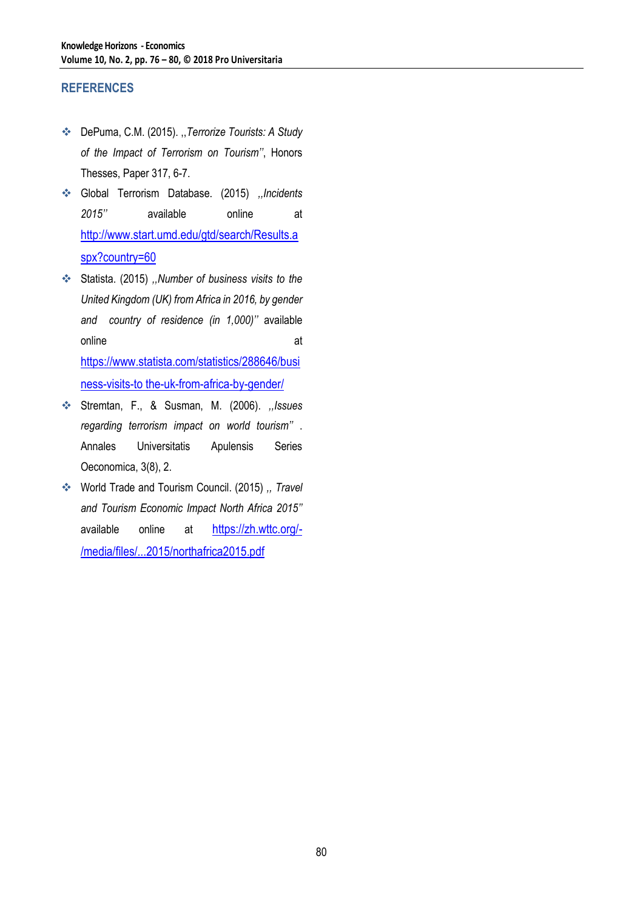## REFERENCES

- DePuma, C.M. (2015). ,,*Terrorize Tourists: A Study of the Impact of Terrorism on Tourism*'', Honors Thesses, Paper 317, 6-7.
- Global Terrorism Database. (2015) ,,*Incidents 2015*'' available online at http://www.start.umd.edu/gtd/search/Results.aspx?country=60
- Statista. (2015) ,,*Number of business visits to the United Kingdom (UK) from Africa in 2016, by gender and country of residence (in 1,000)*'' available online at https://www.statista.com/statistics/288646/business-visits-to the-uk-from-africa-by-gender/
- Stremtan, F., & Susman, M. (2006). ,,*Issues regarding terrorism impact on world tourism*'' . Annales Universitatis Apulensis Series Oeconomica, 3(8), 2.
- World Trade and Tourism Council. (2015) ,, *Travel and Tourism Economic Impact North Africa 2015*'' available online at https://zh.wttc.org/-/media/files/...2015/northafrica2015.pdf